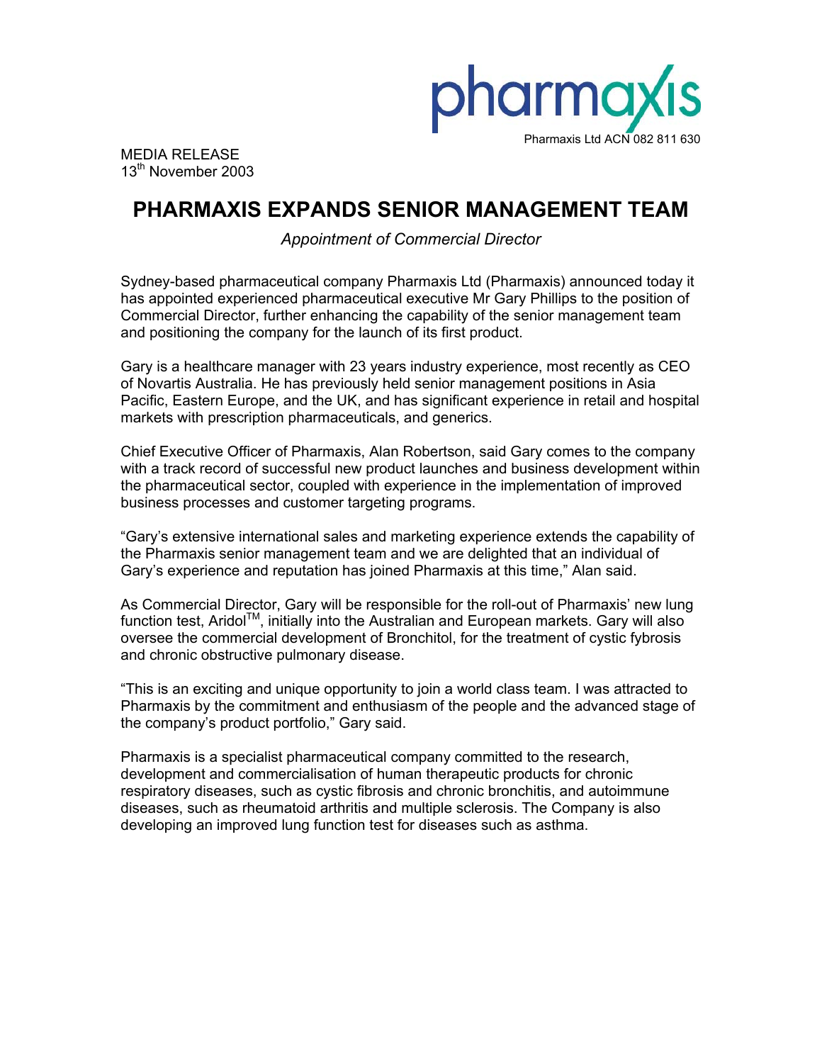pharmaxis

Pharmaxis Ltd ACN 082 811 630

MEDIA RELEASE
13th November 2003

# PHARMAXIS EXPANDS SENIOR MANAGEMENT TEAM

*Appointment of Commercial Director*

Sydney-based pharmaceutical company Pharmaxis Ltd (Pharmaxis) announced today it has appointed experienced pharmaceutical executive Mr Gary Phillips to the position of Commercial Director, further enhancing the capability of the senior management team and positioning the company for the launch of its first product.

Gary is a healthcare manager with 23 years industry experience, most recently as CEO of Novartis Australia. He has previously held senior management positions in Asia Pacific, Eastern Europe, and the UK, and has significant experience in retail and hospital markets with prescription pharmaceuticals, and generics.

Chief Executive Officer of Pharmaxis, Alan Robertson, said Gary comes to the company with a track record of successful new product launches and business development within the pharmaceutical sector, coupled with experience in the implementation of improved business processes and customer targeting programs.

"Gary's extensive international sales and marketing experience extends the capability of the Pharmaxis senior management team and we are delighted that an individual of Gary's experience and reputation has joined Pharmaxis at this time," Alan said.

As Commercial Director, Gary will be responsible for the roll-out of Pharmaxis' new lung function test, Aridol™, initially into the Australian and European markets. Gary will also oversee the commercial development of Bronchitol, for the treatment of cystic fybrosis and chronic obstructive pulmonary disease.

"This is an exciting and unique opportunity to join a world class team. I was attracted to Pharmaxis by the commitment and enthusiasm of the people and the advanced stage of the company's product portfolio," Gary said.

Pharmaxis is a specialist pharmaceutical company committed to the research, development and commercialisation of human therapeutic products for chronic respiratory diseases, such as cystic fibrosis and chronic bronchitis, and autoimmune diseases, such as rheumatoid arthritis and multiple sclerosis. The Company is also developing an improved lung function test for diseases such as asthma.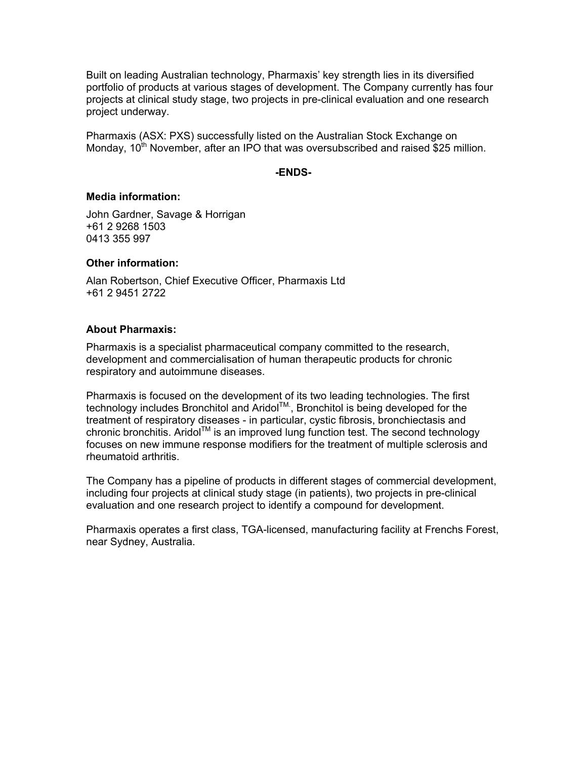Built on leading Australian technology, Pharmaxis' key strength lies in its diversified portfolio of products at various stages of development. The Company currently has four projects at clinical study stage, two projects in pre-clinical evaluation and one research project underway.

Pharmaxis (ASX: PXS) successfully listed on the Australian Stock Exchange on Monday, 10th November, after an IPO that was oversubscribed and raised $25 million.

**-ENDS-**

**Media information:**

John Gardner, Savage & Horrigan
+61 2 9268 1503
0413 355 997

**Other information:**

Alan Robertson, Chief Executive Officer, Pharmaxis Ltd
+61 2 9451 2722

**About Pharmaxis:**

Pharmaxis is a specialist pharmaceutical company committed to the research, development and commercialisation of human therapeutic products for chronic respiratory and autoimmune diseases.

Pharmaxis is focused on the development of its two leading technologies. The first technology includes Bronchitol and Aridol™, Bronchitol is being developed for the treatment of respiratory diseases - in particular, cystic fibrosis, bronchiectasis and chronic bronchitis. Aridol™ is an improved lung function test. The second technology focuses on new immune response modifiers for the treatment of multiple sclerosis and rheumatoid arthritis.

The Company has a pipeline of products in different stages of commercial development, including four projects at clinical study stage (in patients), two projects in pre-clinical evaluation and one research project to identify a compound for development.

Pharmaxis operates a first class, TGA-licensed, manufacturing facility at Frenchs Forest, near Sydney, Australia.